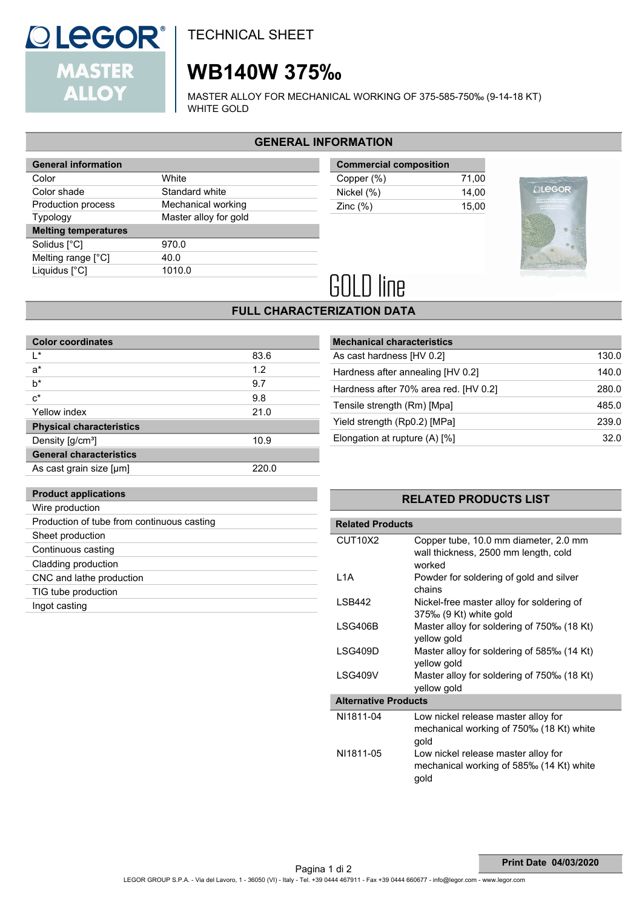LEGOR® MASTER ALLOY

TECHNICAL SHEET

# WB140W 375‰

MASTER ALLOY FOR MECHANICAL WORKING OF 375-585-750‰ (9-14-18 KT) WHITE GOLD

## GENERAL INFORMATION

| General information | |
|---|---|
| Color | White |
| Color shade | Standard white |
| Production process | Mechanical working |
| Typology | Master alloy for gold |
| **Melting temperatures** | |
| Solidus [°C] | 970.0 |
| Melting range [°C] | 40.0 |
| Liquidus [°C] | 1010.0 |

| Commercial composition | |
|---|---|
| Copper (%) | 71,00 |
| Nickel (%) | 14,00 |
| Zinc (%) | 15,00 |

GOLD line

## FULL CHARACTERIZATION DATA

| Color coordinates | |
|---|---|
| L* | 83.6 |
| a* | 1.2 |
| b* | 9.7 |
| c* | 9.8 |
| Yellow index | 21.0 |
| **Physical characteristics** | |
| Density [g/cm³] | 10.9 |
| **General characteristics** | |
| As cast grain size [µm] | 220.0 |

| Mechanical characteristics | |
|---|---|
| As cast hardness [HV 0.2] | 130.0 |
| Hardness after annealing [HV 0.2] | 140.0 |
| Hardness after 70% area red. [HV 0.2] | 280.0 |
| Tensile strength (Rm) [Mpa] | 485.0 |
| Yield strength (Rp0.2) [MPa] | 239.0 |
| Elongation at rupture (A) [%] | 32.0 |

| Product applications |
|---|
| Wire production |
| Production of tube from continuous casting |
| Sheet production |
| Continuous casting |
| Cladding production |
| CNC and lathe production |
| TIG tube production |
| Ingot casting |

## RELATED PRODUCTS LIST

| Related Products | |
|---|---|
| CUT10X2 | Copper tube, 10.0 mm diameter, 2.0 mm wall thickness, 2500 mm length, cold worked |
| L1A | Powder for soldering of gold and silver chains |
| LSB442 | Nickel-free master alloy for soldering of 375‰ (9 Kt) white gold |
| LSG406B | Master alloy for soldering of 750‰ (18 Kt) yellow gold |
| LSG409D | Master alloy for soldering of 585‰ (14 Kt) yellow gold |
| LSG409V | Master alloy for soldering of 750‰ (18 Kt) yellow gold |
| **Alternative Products** | |
| NI1811-04 | Low nickel release master alloy for mechanical working of 750‰ (18 Kt) white gold |
| NI1811-05 | Low nickel release master alloy for mechanical working of 585‰ (14 Kt) white gold |

Print Date 04/03/2020

LEGOR GROUP S.P.A. - Via del Lavoro, 1 - 36050 (VI) - Italy - Tel. +39 0444 467911 - Fax +39 0444 660677 - info@legor.com - www.legor.com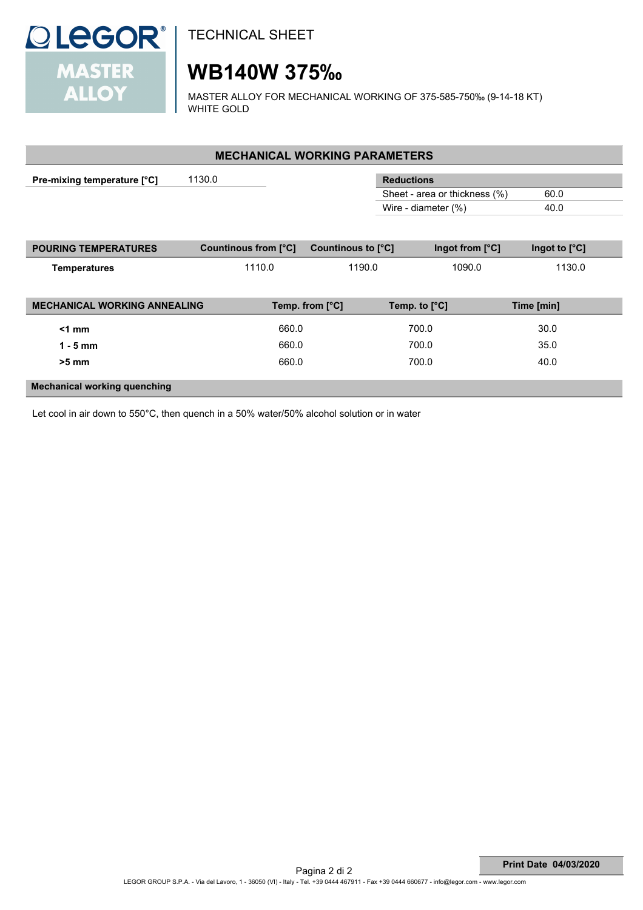TECHNICAL SHEET

# WB140W 375‰

MASTER ALLOY FOR MECHANICAL WORKING OF 375-585-750‰ (9-14-18 KT) WHITE GOLD

## MECHANICAL WORKING PARAMETERS

**Pre-mixing temperature [°C]** 1130.0

| Reductions | |
|---|---|
| Sheet - area or thickness (%) | 60.0 |
| Wire - diameter (%) | 40.0 |

| POURING TEMPERATURES | Countinous from [°C] | Countinous to [°C] | Ingot from [°C] | Ingot to [°C] |
|---|---|---|---|---|
| **Temperatures** | 1110.0 | 1190.0 | 1090.0 | 1130.0 |

| MECHANICAL WORKING ANNEALING | Temp. from [°C] | Temp. to [°C] | Time [min] |
|---|---|---|---|
| **<1 mm** | 660.0 | 700.0 | 30.0 |
| **1 - 5 mm** | 660.0 | 700.0 | 35.0 |
| **>5 mm** | 660.0 | 700.0 | 40.0 |

**Mechanical working quenching**

Let cool in air down to 550°C, then quench in a 50% water/50% alcohol solution or in water

**Print Date 04/03/2020**

LEGOR GROUP S.P.A. - Via del Lavoro, 1 - 36050 (VI) - Italy - Tel. +39 0444 467911 - Fax +39 0444 660677 - info@legor.com - www.legor.com